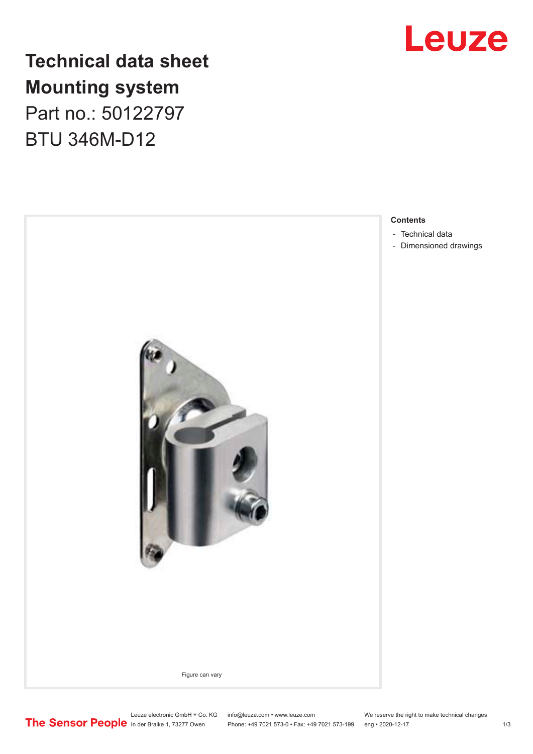# Technical data sheet
# Mounting system

Part no.: 50122797

BTU 346M-D12

Figure can vary

**Contents**

- Technical data
- Dimensioned drawings

Leuze electronic GmbH + Co. KG
In der Braike 1, 73277 Owen

info@leuze.com • www.leuze.com
Phone: +49 7021 573-0 • Fax: +49 7021 573-199

We reserve the right to make technical changes
eng • 2020-12-17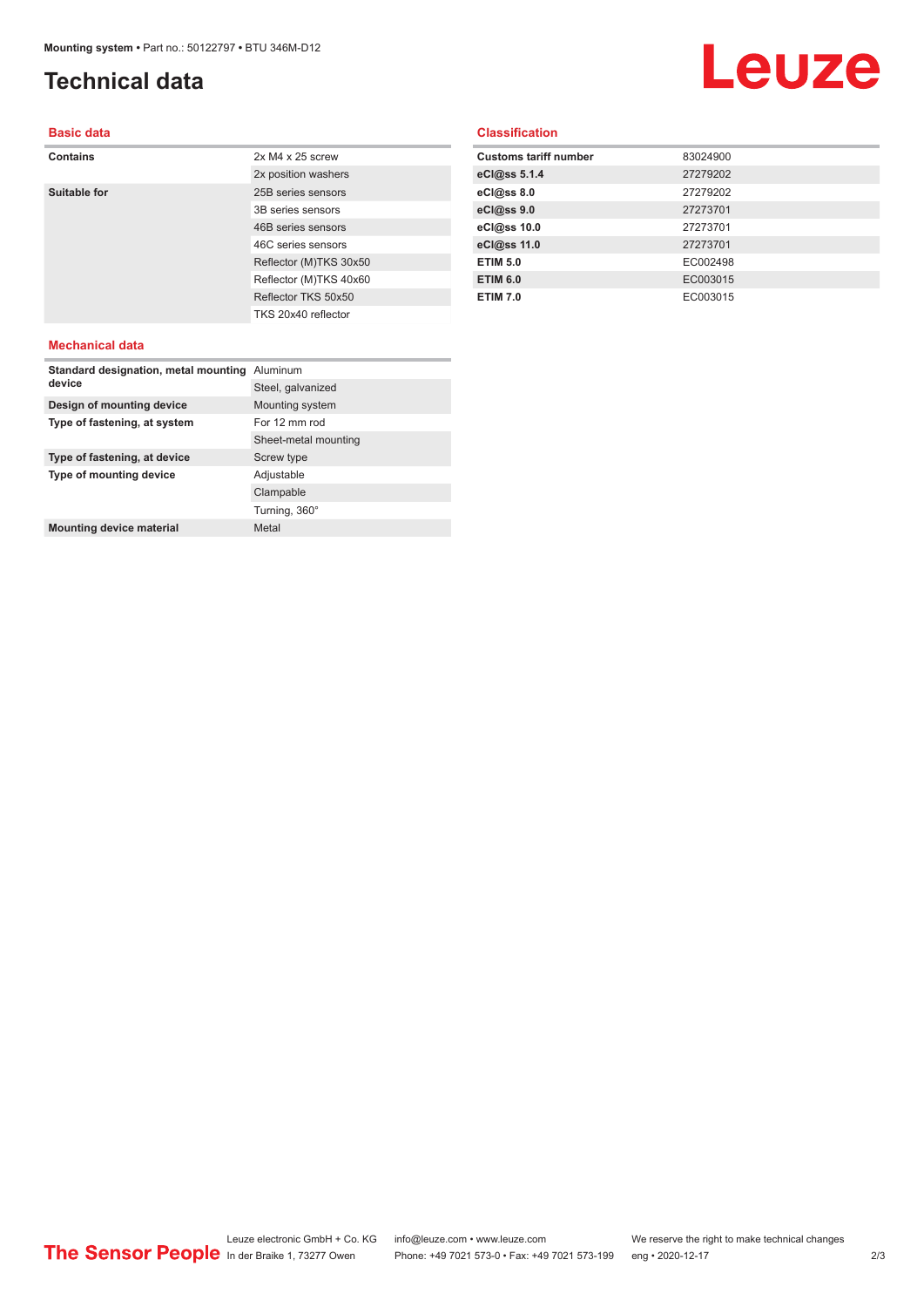Mounting system • Part no.: 50122797 • BTU 346M-D12

# Technical data

## Basic data

| | |
|---|---|
| **Contains** | 2x M4 x 25 screw |
| | 2x position washers |
| **Suitable for** | 25B series sensors |
| | 3B series sensors |
| | 46B series sensors |
| | 46C series sensors |
| | Reflector (M)TKS 30x50 |
| | Reflector (M)TKS 40x60 |
| | Reflector TKS 50x50 |
| | TKS 20x40 reflector |

## Mechanical data

| | |
|---|---|
| **Standard designation, metal mounting device** | Aluminum |
| | Steel, galvanized |
| **Design of mounting device** | Mounting system |
| **Type of fastening, at system** | For 12 mm rod |
| | Sheet-metal mounting |
| **Type of fastening, at device** | Screw type |
| **Type of mounting device** | Adjustable |
| | Clampable |
| | Turning, 360° |
| **Mounting device material** | Metal |

## Classification

| | |
|---|---|
| **Customs tariff number** | 83024900 |
| **eCl@ss 5.1.4** | 27279202 |
| **eCl@ss 8.0** | 27279202 |
| **eCl@ss 9.0** | 27273701 |
| **eCl@ss 10.0** | 27273701 |
| **eCl@ss 11.0** | 27273701 |
| **ETIM 5.0** | EC002498 |
| **ETIM 6.0** | EC003015 |
| **ETIM 7.0** | EC003015 |

The Sensor People

Leuze electronic GmbH + Co. KG
In der Braike 1, 73277 Owen

info@leuze.com • www.leuze.com
Phone: +49 7021 573-0 • Fax: +49 7021 573-199

We reserve the right to make technical changes
eng • 2020-12-17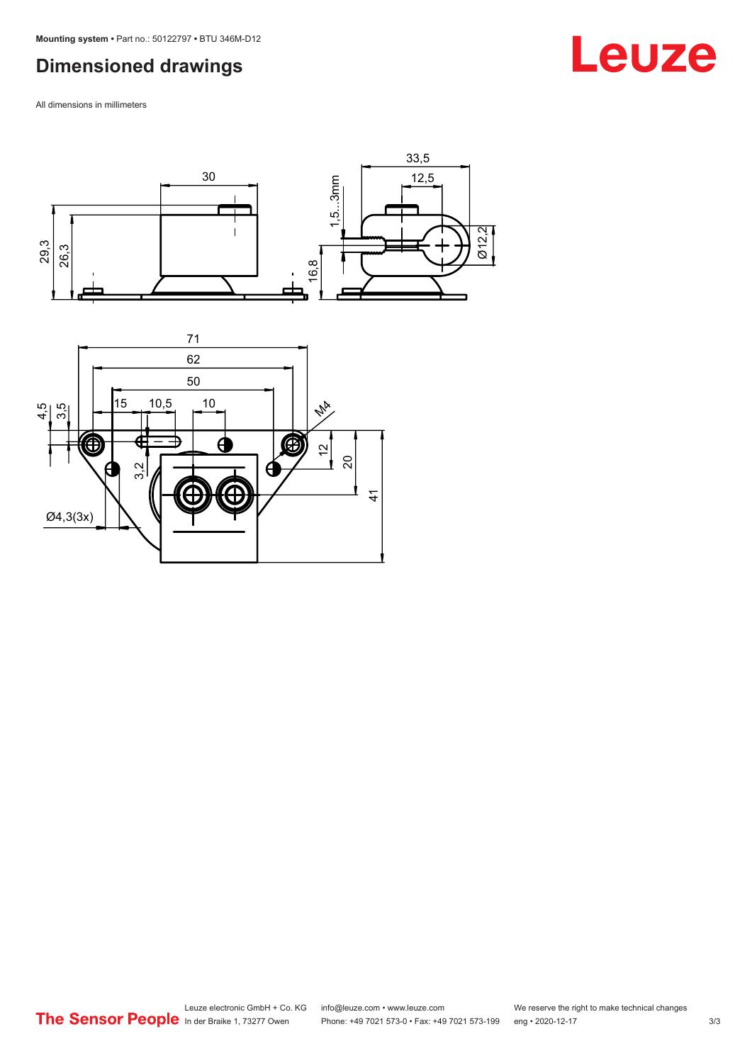## Dimensioned drawings

All dimensions in millimeters

30
29,3
26,3
33,5
12,5
1,5...3mm
16,8
Ø12,2

71
62
50
4,5
3,5
15
10,5
10
M4
3,2
12
20
41
Ø4,3(3x)